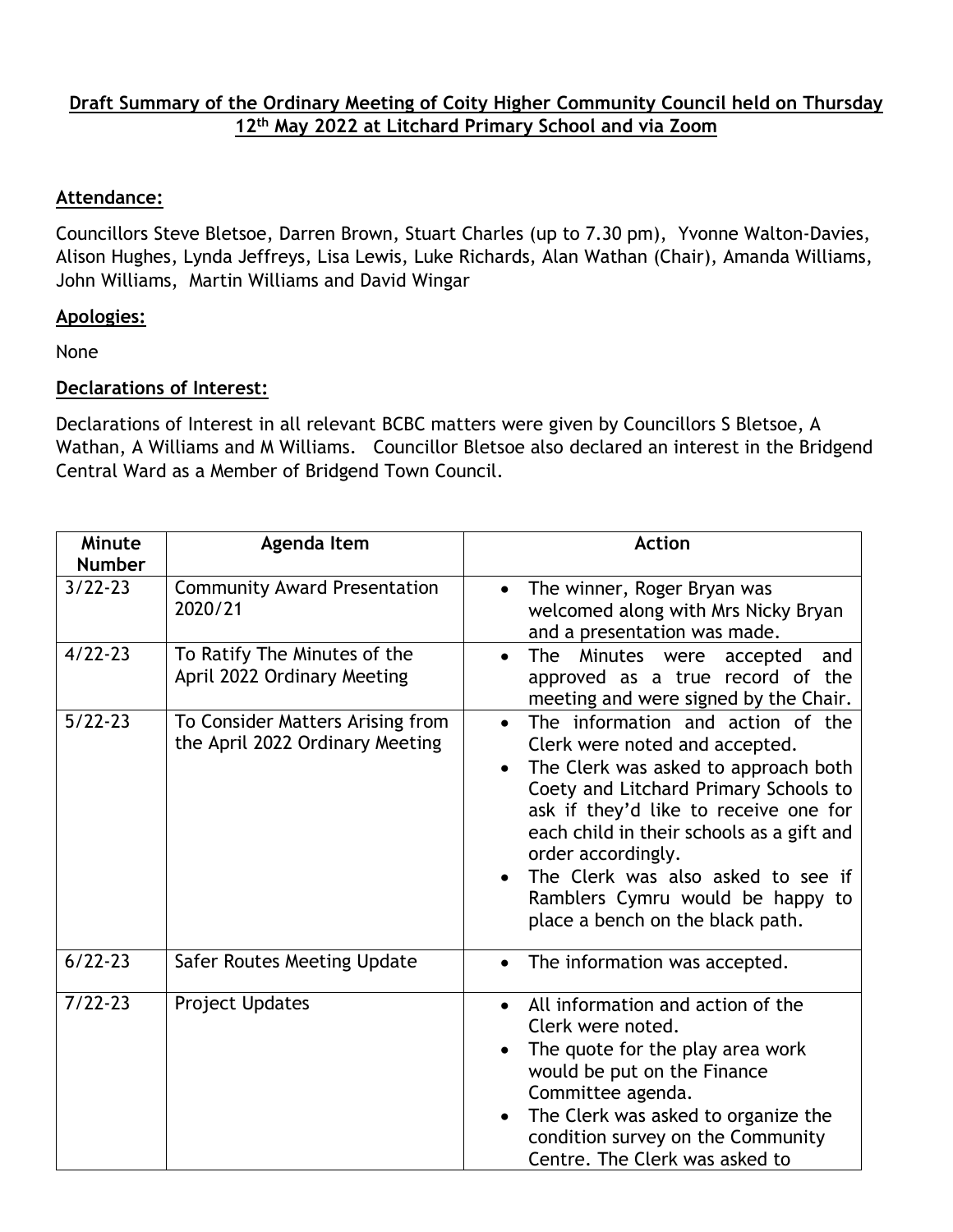## Draft Summary of the Ordinary Meeting of Coity Higher Community Council held on Thursday 12th May 2022 at Litchard Primary School and via Zoom

### Attendance:

Councillors Steve Bletsoe, Darren Brown, Stuart Charles (up to 7.30 pm), Yvonne Walton-Davies, Alison Hughes, Lynda Jeffreys, Lisa Lewis, Luke Richards, Alan Wathan (Chair), Amanda Williams, John Williams, Martin Williams and David Wingar

### Apologies:

None

### Declarations of Interest:

Declarations of Interest in all relevant BCBC matters were given by Councillors S Bletsoe, A Wathan, A Williams and M Williams. Councillor Bletsoe also declared an interest in the Bridgend Central Ward as a Member of Bridgend Town Council.

| Minute Number | Agenda Item | Action |
|---|---|---|
| 3/22-23 | Community Award Presentation 2020/21 | • The winner, Roger Bryan was welcomed along with Mrs Nicky Bryan and a presentation was made. |
| 4/22-23 | To Ratify The Minutes of the April 2022 Ordinary Meeting | • The Minutes were accepted and approved as a true record of the meeting and were signed by the Chair. |
| 5/22-23 | To Consider Matters Arising from the April 2022 Ordinary Meeting | • The information and action of the Clerk were noted and accepted.<br>• The Clerk was asked to approach both Coety and Litchard Primary Schools to ask if they'd like to receive one for each child in their schools as a gift and order accordingly.<br>• The Clerk was also asked to see if Ramblers Cymru would be happy to place a bench on the black path. |
| 6/22-23 | Safer Routes Meeting Update | • The information was accepted. |
| 7/22-23 | Project Updates | • All information and action of the Clerk were noted.<br>• The quote for the play area work would be put on the Finance Committee agenda.<br>• The Clerk was asked to organize the condition survey on the Community Centre. The Clerk was asked to |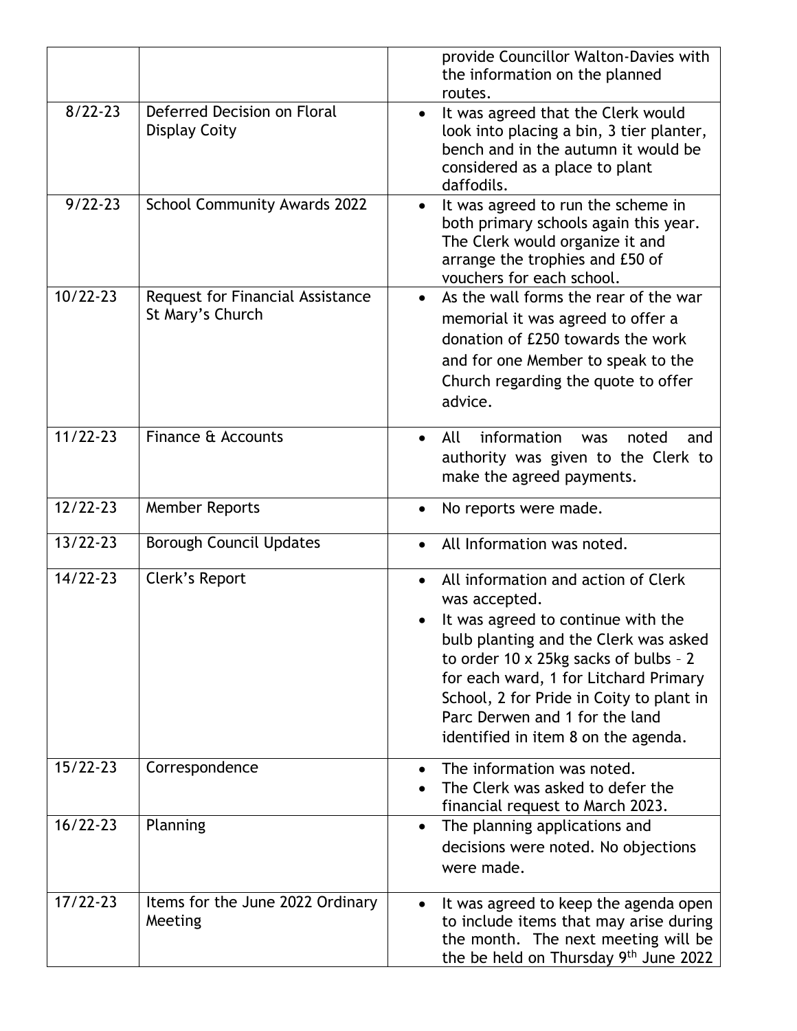| | | |
|---|---|---|
| | | provide Councillor Walton-Davies with the information on the planned routes. |
| 8/22-23 | Deferred Decision on Floral Display Coity | • It was agreed that the Clerk would look into placing a bin, 3 tier planter, bench and in the autumn it would be considered as a place to plant daffodils. |
| 9/22-23 | School Community Awards 2022 | • It was agreed to run the scheme in both primary schools again this year. The Clerk would organize it and arrange the trophies and £50 of vouchers for each school. |
| 10/22-23 | Request for Financial Assistance St Mary's Church | • As the wall forms the rear of the war memorial it was agreed to offer a donation of £250 towards the work and for one Member to speak to the Church regarding the quote to offer advice. |
| 11/22-23 | Finance & Accounts | • All information was noted and authority was given to the Clerk to make the agreed payments. |
| 12/22-23 | Member Reports | • No reports were made. |
| 13/22-23 | Borough Council Updates | • All Information was noted. |
| 14/22-23 | Clerk's Report | • All information and action of Clerk was accepted.<br>• It was agreed to continue with the bulb planting and the Clerk was asked to order 10 x 25kg sacks of bulbs – 2 for each ward, 1 for Litchard Primary School, 2 for Pride in Coity to plant in Parc Derwen and 1 for the land identified in item 8 on the agenda. |
| 15/22-23 | Correspondence | • The information was noted.<br>• The Clerk was asked to defer the financial request to March 2023. |
| 16/22-23 | Planning | • The planning applications and decisions were noted. No objections were made. |
| 17/22-23 | Items for the June 2022 Ordinary Meeting | • It was agreed to keep the agenda open to include items that may arise during the month. The next meeting will be the be held on Thursday 9th June 2022 |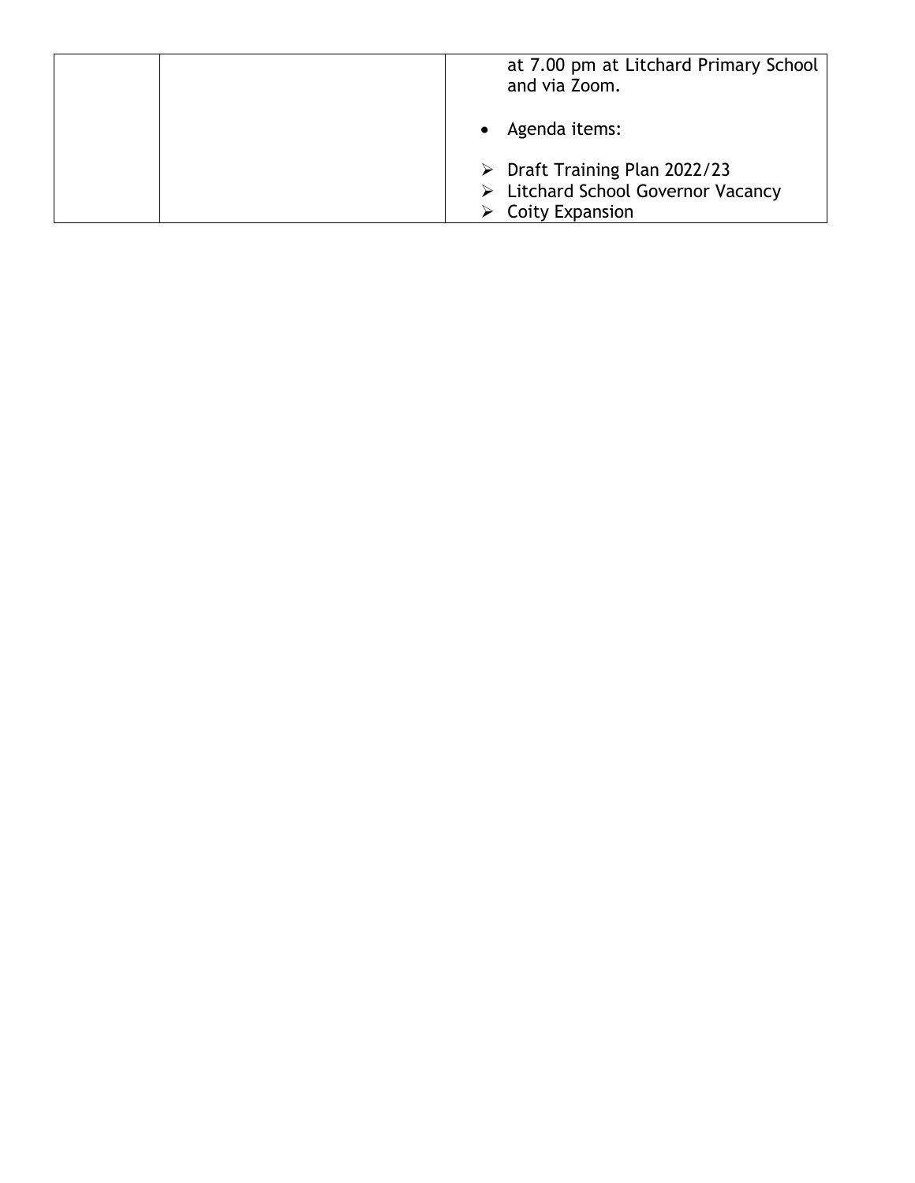| | | |
|---|---|---|
| | | at 7.00 pm at Litchard Primary School and via Zoom.<br><br>• Agenda items:<br><br>➢ Draft Training Plan 2022/23<br>➢ Litchard School Governor Vacancy<br>➢ Coity Expansion |